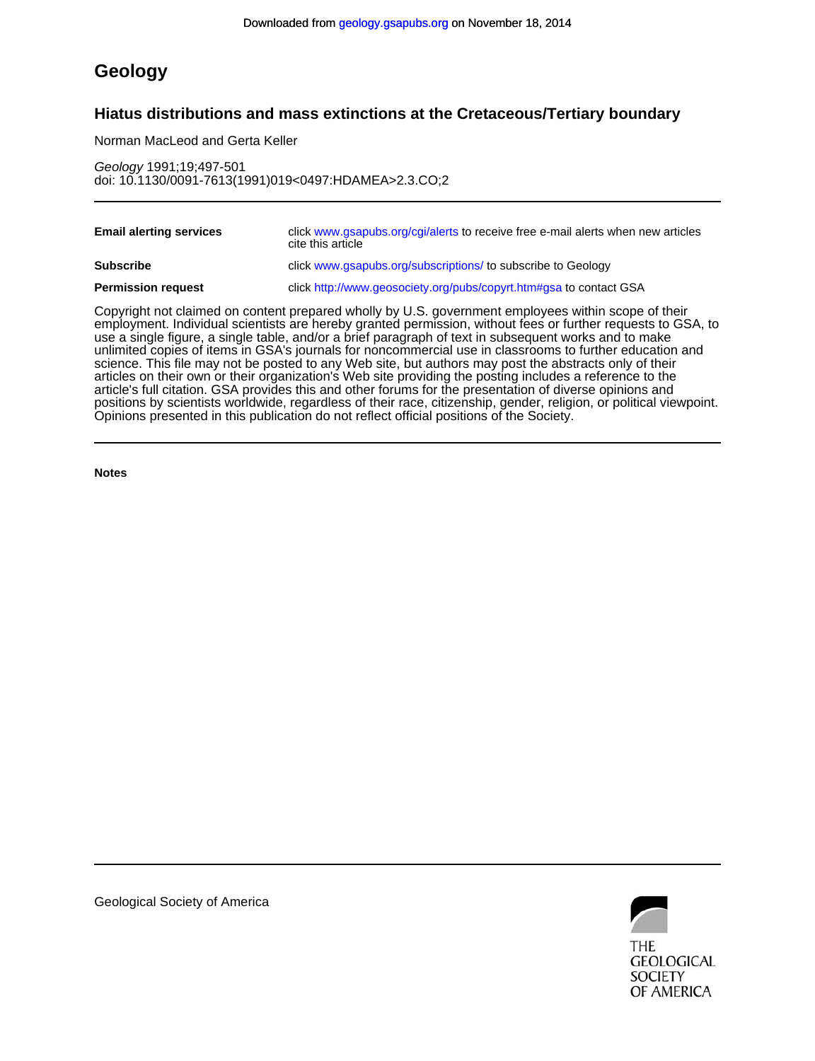Downloaded from geology.gsapubs.org on November 18, 2014

# Geology

## Hiatus distributions and mass extinctions at the Cretaceous/Tertiary boundary

Norman MacLeod and Gerta Keller

*Geology* 1991;19;497-501
doi: 10.1130/0091-7613(1991)019<0497:HDAMEA>2.3.CO;2

| | |
|---|---|
| **Email alerting services** | click www.gsapubs.org/cgi/alerts to receive free e-mail alerts when new articles cite this article |
| **Subscribe** | click www.gsapubs.org/subscriptions/ to subscribe to Geology |
| **Permission request** | click http://www.geosociety.org/pubs/copyrt.htm#gsa to contact GSA |

Copyright not claimed on content prepared wholly by U.S. government employees within scope of their employment. Individual scientists are hereby granted permission, without fees or further requests to GSA, to use a single figure, a single table, and/or a brief paragraph of text in subsequent works and to make unlimited copies of items in GSA's journals for noncommercial use in classrooms to further education and science. This file may not be posted to any Web site, but authors may post the abstracts only of their articles on their own or their organization's Web site providing the posting includes a reference to the article's full citation. GSA provides this and other forums for the presentation of diverse opinions and positions by scientists worldwide, regardless of their race, citizenship, gender, religion, or political viewpoint. Opinions presented in this publication do not reflect official positions of the Society.

**Notes**

Geological Society of America

THE GEOLOGICAL SOCIETY OF AMERICA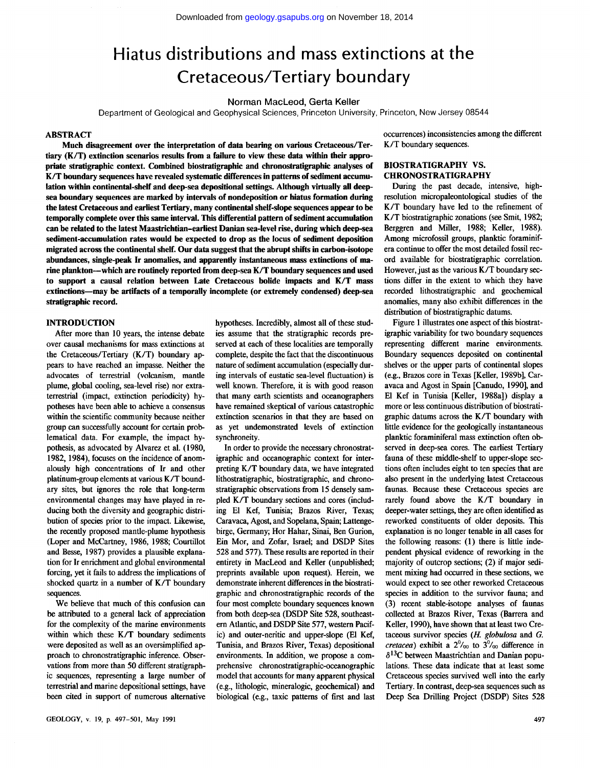// Hiatus distributions and mass extinctions at the Cretaceous/Tertiary boundary

Norman MacLeod, Gerta Keller

Department of Geological and Geophysical Sciences, Princeton University, Princeton, New Jersey 08544

## ABSTRACT

**Much disagreement over the interpretation of data bearing on various Cretaceous/Tertiary (K/T) extinction scenarios results from a failure to view these data within their appropriate stratigraphic context. Combined biostratigraphic and chronostratigraphic analyses of K/T boundary sequences have revealed systematic differences in patterns of sediment accumulation within continental-shelf and deep-sea depositional settings. Although virtually all deep-sea boundary sequences are marked by intervals of nondeposition or hiatus formation during the latest Cretaceous and earliest Tertiary, many continental shelf-slope sequences appear to be temporally complete over this same interval. This differential pattern of sediment accumulation can be related to the latest Maastrichtian–earliest Danian sea-level rise, during which deep-sea sediment-accumulation rates would be expected to drop as the locus of sediment deposition migrated across the continental shelf. Our data suggest that the abrupt shifts in carbon-isotope abundances, single-peak Ir anomalies, and apparently instantaneous mass extinctions of marine plankton—which are routinely reported from deep-sea K/T boundary sequences and used to support a causal relation between Late Cretaceous bolide impacts and K/T mass extinctions—may be artifacts of a temporally incomplete (or extremely condensed) deep-sea stratigraphic record.**

## INTRODUCTION

After more than 10 years, the intense debate over causal mechanisms for mass extinctions at the Cretaceous/Tertiary (K/T) boundary appears to have reached an impasse. Neither the advocates of terrestrial (volcanism, mantle plume, global cooling, sea-level rise) nor extraterrestrial (impact, extinction periodicity) hypotheses have been able to achieve a consensus within the scientific community because neither group can successfully account for certain problematical data. For example, the impact hypothesis, as advocated by Alvarez et al. (1980, 1982, 1984), focuses on the incidence of anomalously high concentrations of Ir and other platinum-group elements at various K/T boundary sites, but ignores the role that long-term environmental changes may have played in reducing both the diversity and geographic distribution of species prior to the impact. Likewise, the recently proposed mantle-plume hypothesis (Loper and McCartney, 1986, 1988; Courtillot and Besse, 1987) provides a plausible explanation for Ir enrichment and global environmental forcing, yet it fails to address the implications of shocked quartz in a number of K/T boundary sequences.

We believe that much of this confusion can be attributed to a general lack of appreciation for the complexity of the marine environments within which these K/T boundary sediments were deposited as well as an oversimplified approach to chronostratigraphic inference. Observations from more than 50 different stratigraphic sequences, representing a large number of terrestrial and marine depositional settings, have been cited in support of numerous alternative hypotheses. Incredibly, almost all of these studies assume that the stratigraphic records preserved at each of these localities are temporally complete, despite the fact that the discontinuous nature of sediment accumulation (especially during intervals of eustatic sea-level fluctuation) is well known. Therefore, it is with good reason that many earth scientists and oceanographers have remained skeptical of various catastrophic extinction scenarios in that they are based on as yet undemonstrated levels of extinction synchroneity.

In order to provide the necessary chronostratigraphic and oceanographic context for interpreting K/T boundary data, we have integrated lithostratigraphic, biostratigraphic, and chronostratigraphic observations from 15 densely sampled K/T boundary sections and cores (including El Kef, Tunisia; Brazos River, Texas; Caravaca, Agost, and Sopelana, Spain; Lattengebirge, Germany; Hor Hahar, Sinai, Ben Gurion, Ein Mor, and Zofar, Israel; and DSDP Sites 528 and 577). These results are reported in their entirety in MacLeod and Keller (unpublished; preprints available upon request). Herein, we demonstrate inherent differences in the biostratigraphic and chronostratigraphic records of the four most complete boundary sequences known from both deep-sea (DSDP Site 528, southeastern Atlantic, and DSDP Site 577, western Pacific) and outer-neritic and upper-slope (El Kef, Tunisia, and Brazos River, Texas) depositional environments. In addition, we propose a comprehensive chronostratigraphic-oceanographic model that accounts for many apparent physical (e.g., lithologic, mineralogic, geochemical) and biological (e.g., taxic patterns of first and last occurrences) inconsistencies among the different K/T boundary sequences.

## BIOSTRATIGRAPHY VS. CHRONOSTRATIGRAPHY

During the past decade, intensive, high-resolution micropaleontological studies of the K/T boundary have led to the refinement of K/T biostratigraphic zonations (see Smit, 1982; Berggren and Miller, 1988; Keller, 1988). Among microfossil groups, planktic foraminifera continue to offer the most detailed fossil record available for biostratigraphic correlation. However, just as the various K/T boundary sections differ in the extent to which they have recorded lithostratigraphic and geochemical anomalies, many also exhibit differences in the distribution of biostratigraphic datums.

Figure 1 illustrates one aspect of this biostratigraphic variability for two boundary sequences representing different marine environments. Boundary sequences deposited on continental shelves or the upper parts of continental slopes (e.g., Brazos core in Texas [Keller, 1989b], Caravaca and Agost in Spain [Canudo, 1990], and El Kef in Tunisia [Keller, 1988a]) display a more or less continuous distribution of biostratigraphic datums across the K/T boundary with little evidence for the geologically instantaneous planktic foraminiferal mass extinction often observed in deep-sea cores. The earliest Tertiary fauna of these middle-shelf to upper-slope sections often includes eight to ten species that are also present in the underlying latest Cretaceous faunas. Because these Cretaceous species are rarely found above the K/T boundary in deeper-water settings, they are often identified as reworked constituents of older deposits. This explanation is no longer tenable in all cases for the following reasons: (1) there is little independent physical evidence of reworking in the majority of outcrop sections; (2) if major sediment mixing had occurred in these sections, we would expect to see other reworked Cretaceous species in addition to the survivor fauna; and (3) recent stable-isotope analyses of faunas collected at Brazos River, Texas (Barrera and Keller, 1990), have shown that at least two Cretaceous survivor species (*H. globulosa* and *G. cretacea*) exhibit a 2‰ to 3‰ difference in $\delta^{13}C$ between Maastrichtian and Danian populations. These data indicate that at least some Cretaceous species survived well into the early Tertiary. In contrast, deep-sea sequences such as Deep Sea Drilling Project (DSDP) Sites 528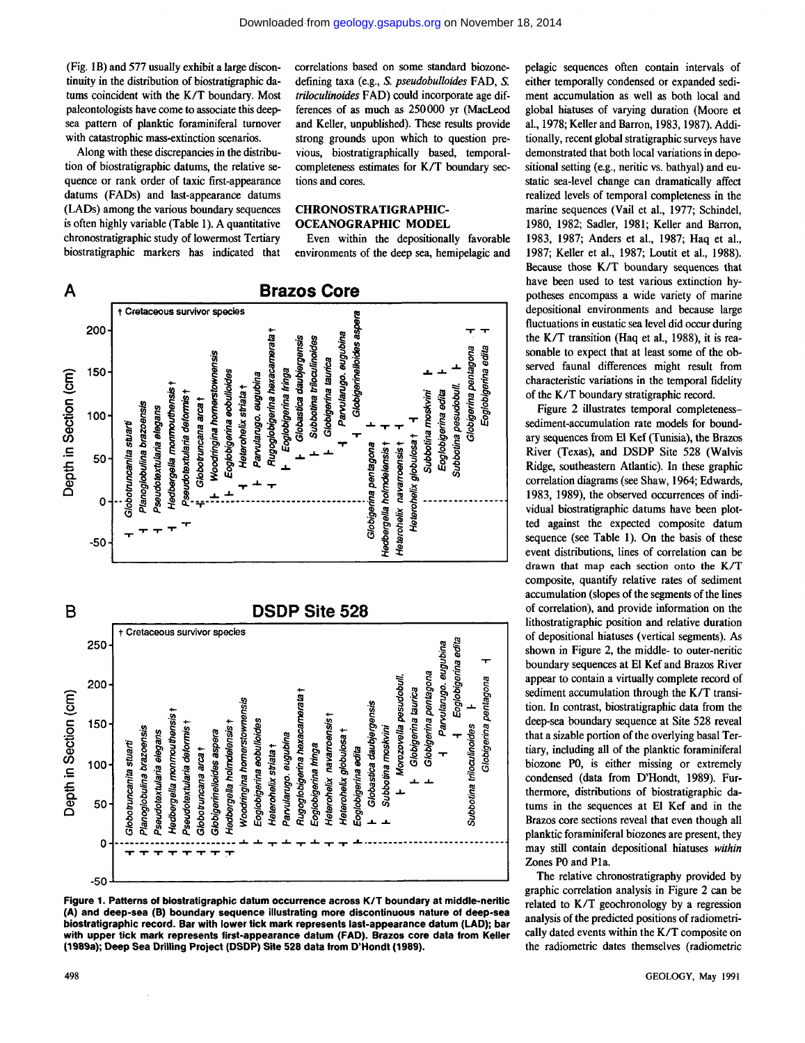(Fig. 1B) and 577 usually exhibit a large discontinuity in the distribution of biostratigraphic datums coincident with the K/T boundary. Most paleontologists have come to associate this deep-sea pattern of planktic foraminiferal turnover with catastrophic mass-extinction scenarios.

Along with these discrepancies in the distribution of biostratigraphic datums, the relative sequence or rank order of taxic first-appearance datums (FADs) and last-appearance datums (LADs) among the various boundary sequences is often highly variable (Table 1). A quantitative chronostratigraphic study of lowermost Tertiary biostratigraphic markers has indicated that correlations based on some standard biozone-defining taxa (e.g., *S. pseudobulloides* FAD, *S. triloculinoides* FAD) could incorporate age differences of as much as 250000 yr (MacLeod and Keller, unpublished). These results provide strong grounds upon which to question previous, biostratigraphically based, temporal-completeness estimates for K/T boundary sections and cores.

## CHRONOSTRATIGRAPHIC-OCEANOGRAPHIC MODEL

Even within the depositionally favorable environments of the deep sea, hemipelagic and pelagic sequences often contain intervals of either temporally condensed or expanded sediment accumulation as well as both local and global hiatuses of varying duration (Moore et al., 1978; Keller and Barron, 1983, 1987). Additionally, recent global stratigraphic surveys have demonstrated that both local variations in depositional setting (e.g., neritic vs. bathyal) and eustatic sea-level change can dramatically affect realized levels of temporal completeness in the marine sequences (Vail et al., 1977; Schindel, 1980, 1982; Sadler, 1981; Keller and Barron, 1983, 1987; Anders et al., 1987; Haq et al., 1987; Keller et al., 1987; Loutit et al., 1988). Because those K/T boundary sequences that have been used to test various extinction hypotheses encompass a wide variety of marine depositional environments and because large fluctuations in eustatic sea level did occur during the K/T transition (Haq et al., 1988), it is reasonable to expect that at least some of the observed faunal differences might result from characteristic variations in the temporal fidelity of the K/T boundary stratigraphic record.

Figure 2 illustrates temporal completeness–sediment-accumulation rate models for boundary sequences from El Kef (Tunisia), the Brazos River (Texas), and DSDP Site 528 (Walvis Ridge, southeastern Atlantic). In these graphic correlation diagrams (see Shaw, 1964; Edwards, 1983, 1989), the observed occurrences of individual biostratigraphic datums have been plotted against the expected composite datum sequence (see Table 1). On the basis of these event distributions, lines of correlation can be drawn that map each section onto the K/T composite, quantify relative rates of sediment accumulation (slopes of the segments of the lines of correlation), and provide information on the lithostratigraphic position and relative duration of depositional hiatuses (vertical segments). As shown in Figure 2, the middle- to outer-neritic boundary sequences at El Kef and Brazos River appear to contain a virtually complete record of sediment accumulation through the K/T transition. In contrast, biostratigraphic data from the deep-sea boundary sequence at Site 528 reveal that a sizable portion of the overlying basal Tertiary, including all of the planktic foraminiferal biozone P0, is either missing or extremely condensed (data from D'Hondt, 1989). Furthermore, distributions of biostratigraphic datums in the sequences at El Kef and in the Brazos core sections reveal that even though all planktic foraminiferal biozones are present, they may still contain depositional hiatuses *within* Zones P0 and P1a.

The relative chronostratigraphy provided by graphic correlation analysis in Figure 2 can be related to K/T geochronology by a regression analysis of the predicted positions of radiometrically dated events within the K/T composite on the radiometric dates themselves (radiometric

Figure 1. Patterns of biostratigraphic datum occurrence across K/T boundary at middle-neritic (A) and deep-sea (B) boundary sequence illustrating more discontinuous nature of deep-sea biostratigraphic record. Bar with lower tick mark represents last-appearance datum (LAD); bar with upper tick mark represents first-appearance datum (FAD). Brazos core data from Keller (1989a); Deep Sea Drilling Project (DSDP) Site 528 data from D'Hondt (1989).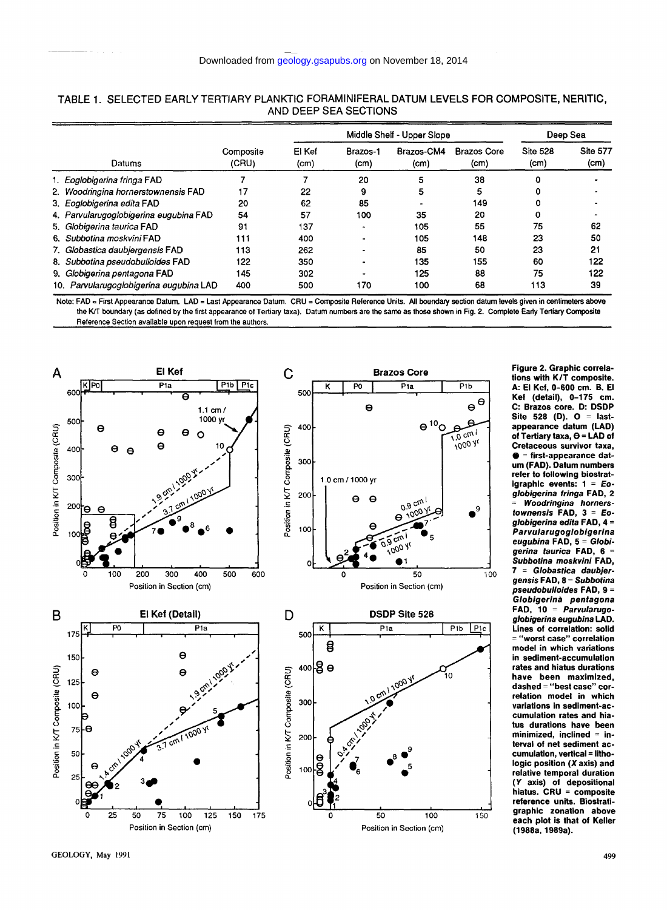TABLE 1. SELECTED EARLY TERTIARY PLANKTIC FORAMINIFERAL DATUM LEVELS FOR COMPOSITE, NERITIC, AND DEEP SEA SECTIONS

| Datums | Composite (CRU) | Middle Shelf - Upper Slope: El Kef (cm) | Brazos-1 (cm) | Brazos-CM4 (cm) | Brazos Core (cm) | Deep Sea: Site 528 (cm) | Site 577 (cm) |
|---|---|---|---|---|---|---|---|
| 1. *Eoglobigerina fringa* FAD | 7 | 7 | 20 | 5 | 38 | 0 | - |
| 2. *Woodringina hornerstownensis* FAD | 17 | 22 | 9 | 5 | 5 | 0 | - |
| 3. *Eoglobigerina edita* FAD | 20 | 62 | 85 | - | 149 | 0 | - |
| 4. *Parvularugoglobigerina eugubina* FAD | 54 | 57 | 100 | 35 | 20 | 0 | - |
| 5. *Globigerina taurica* FAD | 91 | 137 | - | 105 | 55 | 75 | 62 |
| 6. *Subbotina moskvini* FAD | 111 | 400 | - | 105 | 148 | 23 | 50 |
| 7. *Globastica daubjergensis* FAD | 113 | 262 | - | 85 | 50 | 23 | 21 |
| 8. *Subbotina pseudobulloides* FAD | 122 | 350 | - | 135 | 155 | 60 | 122 |
| 9. *Globigerina pentagona* FAD | 145 | 302 | - | 125 | 88 | 75 | 122 |
| 10. *Parvularugoglobigerina eugubina* LAD | 400 | 500 | 170 | 100 | 68 | 113 | 39 |

Note: FAD = First Appearance Datum. LAD = Last Appearance Datum. CRU = Composite Reference Units. All boundary section datum levels given in centimeters above the K/T boundary (as defined by the first appearance of Tertiary taxa). Datum numbers are the same as those shown in Fig. 2. Complete Early Tertiary Composite Reference Section available upon request from the authors.

**Figure 2.** Graphic correlations with K/T composite. A: El Kef, 0–600 cm. B. El Kef (detail), 0–175 cm. C: Brazos core. D: DSDP Site 528 (D). O = last-appearance datum (LAD) of Tertiary taxa, ϴ = LAD of Cretaceous survivor taxa, ● = first-appearance datum (FAD). Datum numbers refer to following biostratigraphic events: 1 = *Eoglobigerina fringa* FAD, 2 = *Woodringina hornerstownensis* FAD, 3 = *Eoglobigerina edita* FAD, 4 = *Parvularugoglobigerina eugubina* FAD, 5 = *Globigerina taurica* FAD, 6 = *Subbotina moskvini* FAD, 7 = *Globastica daubjergensis* FAD, 8 = *Subbotina pseudobulloides* FAD, 9 = *Globigerinà pentagona* FAD, 10 = *Parvularugoglobigerina eugubina* LAD. Lines of correlation: solid = "worst case" correlation model in which variations in sediment-accumulation rates and hiatus durations have been maximized, dashed = "best case" correlation model in which variations in sediment-accumulation rates and hiatus durations have been minimized, inclined = interval of net sediment accumulation, vertical = lithologic position (X axis) and relative temporal duration (Y axis) of depositional hiatus. CRU = composite reference units. Biostratigraphic zonation above each plot is that of Keller (1988a, 1989a).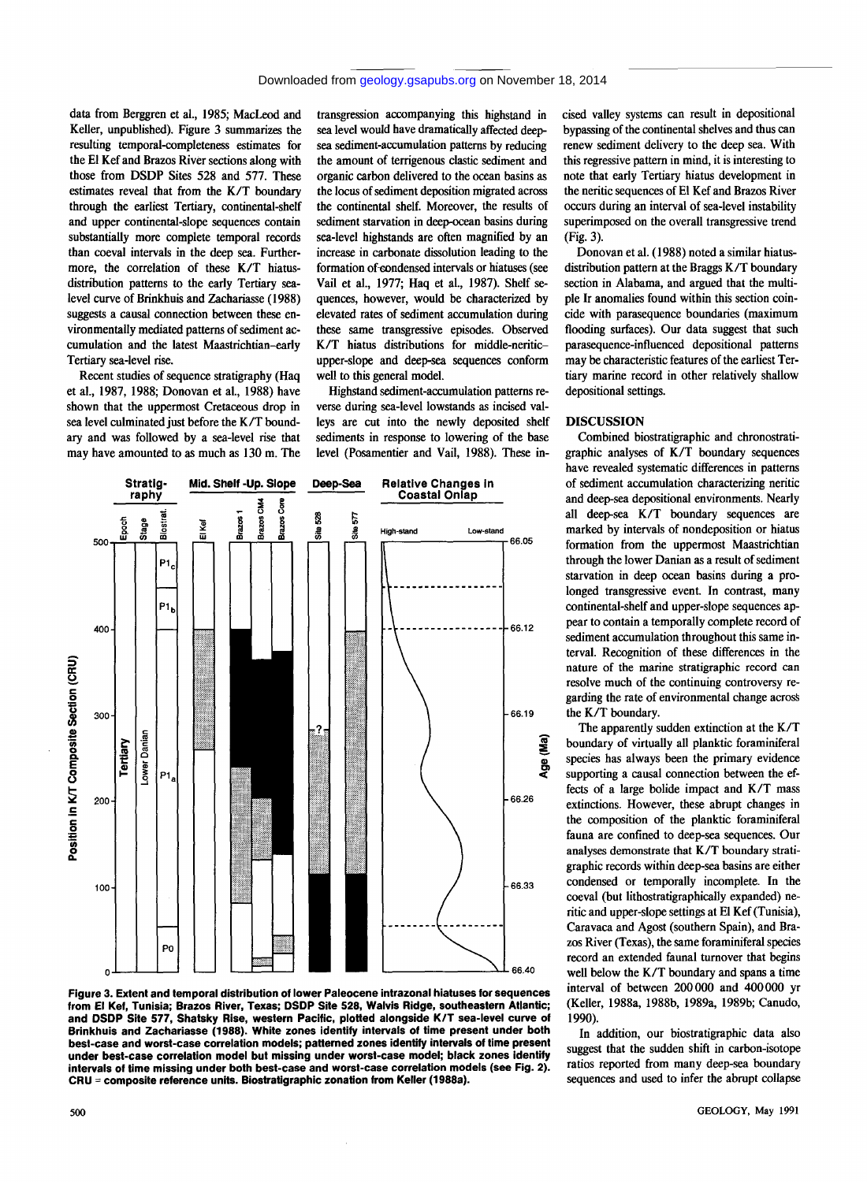data from Berggren et al., 1985; MacLeod and Keller, unpublished). Figure 3 summarizes the resulting temporal-completeness estimates for the El Kef and Brazos River sections along with those from DSDP Sites 528 and 577. These estimates reveal that from the K/T boundary through the earliest Tertiary, continental-shelf and upper continental-slope sequences contain substantially more complete temporal records than coeval intervals in the deep sea. Furthermore, the correlation of these K/T hiatus-distribution patterns to the early Tertiary sea-level curve of Brinkhuis and Zachariasse (1988) suggests a causal connection between these environmentally mediated patterns of sediment accumulation and the latest Maastrichtian–early Tertiary sea-level rise.

Recent studies of sequence stratigraphy (Haq et al., 1987, 1988; Donovan et al., 1988) have shown that the uppermost Cretaceous drop in sea level culminated just before the K/T boundary and was followed by a sea-level rise that may have amounted to as much as 130 m. The transgression accompanying this highstand in sea level would have dramatically affected deep-sea sediment-accumulation patterns by reducing the amount of terrigenous clastic sediment and organic carbon delivered to the ocean basins as the locus of sediment deposition migrated across the continental shelf. Moreover, the results of sediment starvation in deep-ocean basins during sea-level highstands are often magnified by an increase in carbonate dissolution leading to the formation of condensed intervals or hiatuses (see Vail et al., 1977; Haq et al., 1987). Shelf sequences, however, would be characterized by elevated rates of sediment accumulation during these same transgressive episodes. Observed K/T hiatus distributions for middle-neritic–upper-slope and deep-sea sequences conform well to this general model.

Highstand sediment-accumulation patterns reverse during sea-level lowstands as incised valleys are cut into the newly deposited shelf sediments in response to lowering of the base level (Posamentier and Vail, 1988). These incised valley systems can result in depositional bypassing of the continental shelves and thus can renew sediment delivery to the deep sea. With this regressive pattern in mind, it is interesting to note that early Tertiary hiatus development in the neritic sequences of El Kef and Brazos River occurs during an interval of sea-level instability superimposed on the overall transgressive trend (Fig. 3).

Donovan et al. (1988) noted a similar hiatus-distribution pattern at the Braggs K/T boundary section in Alabama, and argued that the multiple Ir anomalies found within this section coincide with parasequence boundaries (maximum flooding surfaces). Our data suggest that such parasequence-influenced depositional patterns may be characteristic features of the earliest Tertiary marine record in other relatively shallow depositional settings.

**Figure 3. Extent and temporal distribution of lower Paleocene intrazonal hiatuses for sequences from El Kef, Tunisia; Brazos River, Texas; DSDP Site 528, Walvis Ridge, southeastern Atlantic; and DSDP Site 577, Shatsky Rise, western Pacific, plotted alongside K/T sea-level curve of Brinkhuis and Zachariasse (1988). White zones identify intervals of time present under both best-case and worst-case correlation models; patterned zones identify intervals of time present under best-case correlation model but missing under worst-case model; black zones identify intervals of time missing under both best-case and worst-case correlation models (see Fig. 2). CRU = composite reference units. Biostratigraphic zonation from Keller (1988a).**

## DISCUSSION

Combined biostratigraphic and chronostratigraphic analyses of K/T boundary sequences have revealed systematic differences in patterns of sediment accumulation characterizing neritic and deep-sea depositional environments. Nearly all deep-sea K/T boundary sequences are marked by intervals of nondeposition or hiatus formation from the uppermost Maastrichtian through the lower Danian as a result of sediment starvation in deep ocean basins during a prolonged transgressive event. In contrast, many continental-shelf and upper-slope sequences appear to contain a temporally complete record of sediment accumulation throughout this same interval. Recognition of these differences in the nature of the marine stratigraphic record can resolve much of the continuing controversy regarding the rate of environmental change across the K/T boundary.

The apparently sudden extinction at the K/T boundary of virtually all planktic foraminiferal species has always been the primary evidence supporting a causal connection between the effects of a large bolide impact and K/T mass extinctions. However, these abrupt changes in the composition of the planktic foraminiferal fauna are confined to deep-sea sequences. Our analyses demonstrate that K/T boundary stratigraphic records within deep-sea basins are either condensed or temporally incomplete. In the coeval (but lithostratigraphically expanded) neritic and upper-slope settings at El Kef (Tunisia), Caravaca and Agost (southern Spain), and Brazos River (Texas), the same foraminiferal species record an extended faunal turnover that begins well below the K/T boundary and spans a time interval of between 200 000 and 400 000 yr (Keller, 1988a, 1988b, 1989a, 1989b; Canudo, 1990).

In addition, our biostratigraphic data also suggest that the sudden shift in carbon-isotope ratios reported from many deep-sea boundary sequences and used to infer the abrupt collapse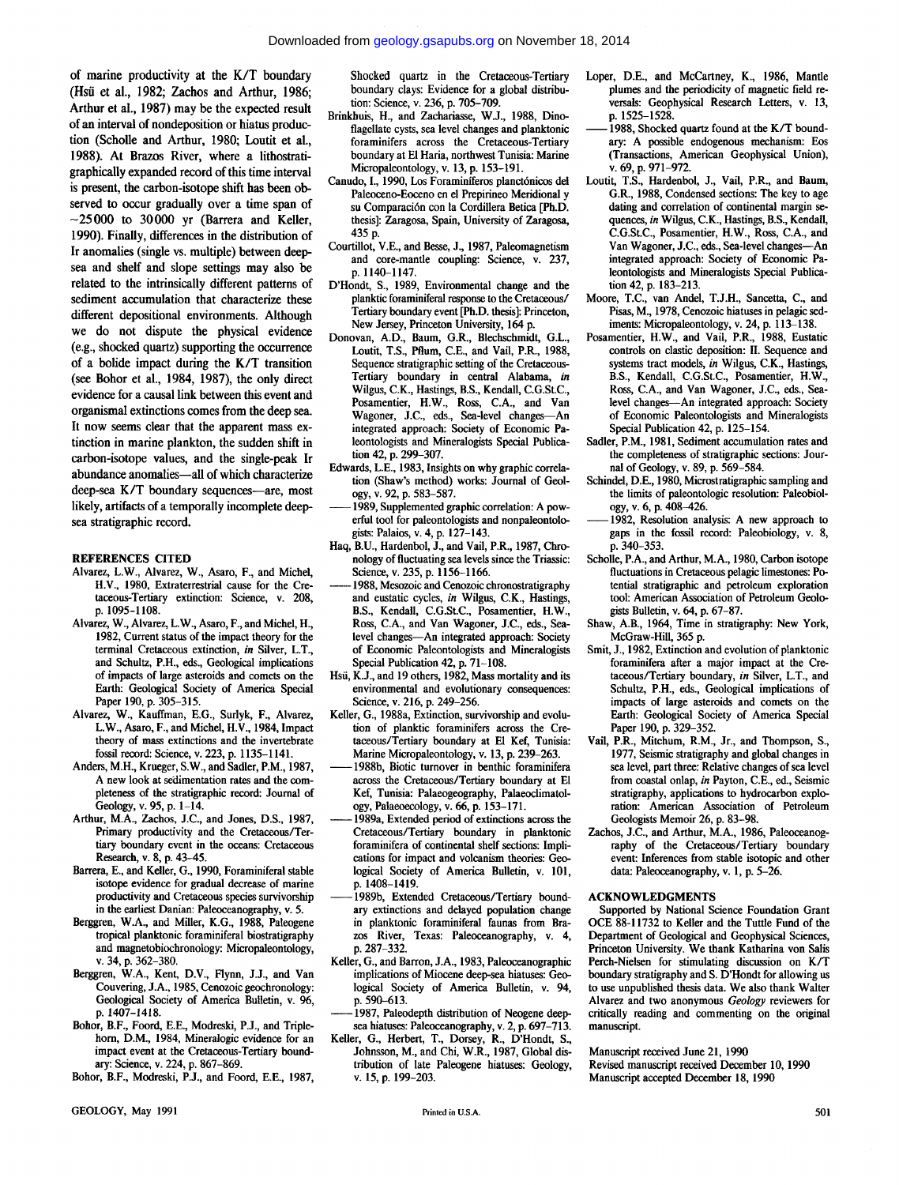of marine productivity at the K/T boundary (Hsü et al., 1982; Zachos and Arthur, 1986; Arthur et al., 1987) may be the expected result of an interval of nondeposition or hiatus production (Scholle and Arthur, 1980; Loutit et al., 1988). At Brazos River, where a lithostratigraphically expanded record of this time interval is present, the carbon-isotope shift has been observed to occur gradually over a time span of ~25 000 to 30 000 yr (Barrera and Keller, 1990). Finally, differences in the distribution of Ir anomalies (single vs. multiple) between deep-sea and shelf and slope settings may also be related to the intrinsically different patterns of sediment accumulation that characterize these different depositional environments. Although we do not dispute the physical evidence (e.g., shocked quartz) supporting the occurrence of a bolide impact during the K/T transition (see Bohor et al., 1984, 1987), the only direct evidence for a causal link between this event and organismal extinctions comes from the deep sea. It now seems clear that the apparent mass extinction in marine plankton, the sudden shift in carbon-isotope values, and the single-peak Ir abundance anomalies—all of which characterize deep-sea K/T boundary sequences—are, most likely, artifacts of a temporally incomplete deep-sea stratigraphic record.

## REFERENCES CITED

Alvarez, L.W., Alvarez, W., Asaro, F., and Michel, H.V., 1980, Extraterrestrial cause for the Cretaceous-Tertiary extinction: Science, v. 208, p. 1095–1108.

Alvarez, W., Alvarez, L.W., Asaro, F., and Michel, H., 1982, Current status of the impact theory for the terminal Cretaceous extinction, *in* Silver, L.T., and Schultz, P.H., eds., Geological implications of impacts of large asteroids and comets on the Earth: Geological Society of America Special Paper 190, p. 305–315.

Alvarez, W., Kauffman, E.G., Surlyk, F., Alvarez, L.W., Asaro, F., and Michel, H.V., 1984, Impact theory of mass extinctions and the invertebrate fossil record: Science, v. 223, p. 1135–1141.

Anders, M.H., Krueger, S.W., and Sadler, P.M., 1987, A new look at sedimentation rates and the completeness of the stratigraphic record: Journal of Geology, v. 95, p. 1–14.

Arthur, M.A., Zachos, J.C., and Jones, D.S., 1987, Primary productivity and the Cretaceous/Tertiary boundary event in the oceans: Cretaceous Research, v. 8, p. 43–45.

Barrera, E., and Keller, G., 1990, Foraminiferal stable isotope evidence for gradual decrease of marine productivity and Cretaceous species survivorship in the earliest Danian: Paleoceanography, v. 5.

Berggren, W.A., and Miller, K.G., 1988, Paleogene tropical planktonic foraminiferal biostratigraphy and magnetobiochronology: Micropaleontology, v. 34, p. 362–380.

Berggren, W.A., Kent, D.V., Flynn, J.J., and Van Couvering, J.A., 1985, Cenozoic geochronology: Geological Society of America Bulletin, v. 96, p. 1407–1418.

Bohor, B.F., Foord, E.E., Modreski, P.J., and Triplehorn, D.M., 1984, Mineralogic evidence for an impact event at the Cretaceous-Tertiary boundary: Science, v. 224, p. 867–869.

Bohor, B.F., Modreski, P.J., and Foord, E.E., 1987, Shocked quartz in the Cretaceous-Tertiary boundary clays: Evidence for a global distribution: Science, v. 236, p. 705–709.

Brinkhuis, H., and Zachariasse, W.J., 1988, Dinoflagellate cysts, sea level changes and planktonic foraminifers across the Cretaceous-Tertiary boundary at El Haria, northwest Tunisia: Marine Micropaleontology, v. 13, p. 153–191.

Canudo, I., 1990, Los Foraminíferos planctónicos del Paleoceno-Eoceno en el Prepirineo Meridional y su Comparación con la Cordillera Betica [Ph.D. thesis]: Zaragosa, Spain, University of Zaragosa, 435 p.

Courtillot, V.E., and Besse, J., 1987, Paleomagnetism and core-mantle coupling: Science, v. 237, p. 1140–1147.

D'Hondt, S., 1989, Environmental change and the planktic foraminiferal response to the Cretaceous/Tertiary boundary event [Ph.D. thesis]: Princeton, New Jersey, Princeton University, 164 p.

Donovan, A.D., Baum, G.R., Blechschmidt, G.L., Loutit, T.S., Pflum, C.E., and Vail, P.R., 1988, Sequence stratigraphic setting of the Cretaceous-Tertiary boundary in central Alabama, *in* Wilgus, C.K., Hastings, B.S., Kendall, C.G.St.C., Posamentier, H.W., Ross, C.A., and Van Wagoner, J.C., eds., Sea-level changes—An integrated approach: Society of Economic Paleontologists and Mineralogists Special Publication 42, p. 299–307.

Edwards, L.E., 1983, Insights on why graphic correlation (Shaw's method) works: Journal of Geology, v. 92, p. 583–587.

——1989, Supplemented graphic correlation: A powerful tool for paleontologists and nonpaleontologists: Palaios, v. 4, p. 127–143.

Haq, B.U., Hardenbol, J., and Vail, P.R., 1987, Chronology of fluctuating sea levels since the Triassic: Science, v. 235, p. 1156–1166.

——1988, Mesozoic and Cenozoic chronostratigraphy and eustatic cycles, *in* Wilgus, C.K., Hastings, B.S., Kendall, C.G.St.C., Posamentier, H.W., Ross, C.A., and Van Wagoner, J.C., eds., Sea-level changes—An integrated approach: Society of Economic Paleontologists and Mineralogists Special Publication 42, p. 71–108.

Hsü, K.J., and 19 others, 1982, Mass mortality and its environmental and evolutionary consequences: Science, v. 216, p. 249–256.

Keller, G., 1988a, Extinction, survivorship and evolution of planktic foraminifers across the Cretaceous/Tertiary boundary at El Kef, Tunisia: Marine Micropaleontology, v. 13, p. 239–263.

——1988b, Biotic turnover in benthic foraminifera across the Cretaceous/Tertiary boundary at El Kef, Tunisia: Palaeogeography, Palaeoclimatology, Palaeoecology, v. 66, p. 153–171.

——1989a, Extended period of extinctions across the Cretaceous/Tertiary boundary in planktonic foraminifera of continental shelf sections: Implications for impact and volcanism theories: Geological Society of America Bulletin, v. 101, p. 1408–1419.

——1989b, Extended Cretaceous/Tertiary boundary extinctions and delayed population change in planktonic foraminiferal faunas from Brazos River, Texas: Paleoceanography, v. 4, p. 287–332.

Keller, G., and Barron, J.A., 1983, Paleoceanographic implications of Miocene deep-sea hiatuses: Geological Society of America Bulletin, v. 94, p. 590–613.

——1987, Paleodepth distribution of Neogene deep-sea hiatuses: Paleoceanography, v. 2, p. 697–713.

Keller, G., Herbert, T., Dorsey, R., D'Hondt, S., Johnsson, M., and Chi, W.R., 1987, Global distribution of late Paleogene hiatuses: Geology, v. 15, p. 199–203.

Loper, D.E., and McCartney, K., 1986, Mantle plumes and the periodicity of magnetic field reversals: Geophysical Research Letters, v. 13, p. 1525–1528.

——1988, Shocked quartz found at the K/T boundary: A possible endogenous mechanism: Eos (Transactions, American Geophysical Union), v. 69, p. 971–972.

Loutit, T.S., Hardenbol, J., Vail, P.R., and Baum, G.R., 1988, Condensed sections: The key to age dating and correlation of continental margin sequences, *in* Wilgus, C.K., Hastings, B.S., Kendall, C.G.St.C., Posamentier, H.W., Ross, C.A., and Van Wagoner, J.C., eds., Sea-level changes—An integrated approach: Society of Economic Paleontologists and Mineralogists Special Publication 42, p. 183–213.

Moore, T.C., van Andel, T.J.H., Sancetta, C., and Pisas, M., 1978, Cenozoic hiatuses in pelagic sediments: Micropaleontology, v. 24, p. 113–138.

Posamentier, H.W., and Vail, P.R., 1988, Eustatic controls on clastic deposition: II. Sequence and systems tract models, *in* Wilgus, C.K., Hastings, B.S., Kendall, C.G.St.C., Posamentier, H.W., Ross, C.A., and Van Wagoner, J.C., eds., Sea-level changes—An integrated approach: Society of Economic Paleontologists and Mineralogists Special Publication 42, p. 125–154.

Sadler, P.M., 1981, Sediment accumulation rates and the completeness of stratigraphic sections: Journal of Geology, v. 89, p. 569–584.

Schindel, D.E., 1980, Microstratigraphic sampling and the limits of paleontologic resolution: Paleobiology, v. 6, p. 408–426.

——1982, Resolution analysis: A new approach to gaps in the fossil record: Paleobiology, v. 8, p. 340–353.

Scholle, P.A., and Arthur, M.A., 1980, Carbon isotope fluctuations in Cretaceous pelagic limestones: Potential stratigraphic and petroleum exploration tool: American Association of Petroleum Geologists Bulletin, v. 64, p. 67–87.

Shaw, A.B., 1964, Time in stratigraphy: New York, McGraw-Hill, 365 p.

Smit, J., 1982, Extinction and evolution of planktonic foraminifera after a major impact at the Cretaceous/Tertiary boundary, *in* Silver, L.T., and Schultz, P.H., eds., Geological implications of impacts of large asteroids and comets on the Earth: Geological Society of America Special Paper 190, p. 329–352.

Vail, P.R., Mitchum, R.M., Jr., and Thompson, S., 1977, Seismic stratigraphy and global changes in sea level, part three: Relative changes of sea level from coastal onlap, *in* Payton, C.E., ed., Seismic stratigraphy, applications to hydrocarbon exploration: American Association of Petroleum Geologists Memoir 26, p. 83–98.

Zachos, J.C., and Arthur, M.A., 1986, Paleoceanography of the Cretaceous/Tertiary boundary event: Inferences from stable isotopic and other data: Paleoceanography, v. 1, p. 5–26.

## ACKNOWLEDGMENTS

Supported by National Science Foundation Grant OCE 88-11732 to Keller and the Tuttle Fund of the Department of Geological and Geophysical Sciences, Princeton University. We thank Katharina von Salis Perch-Nielsen for stimulating discussion on K/T boundary stratigraphy and S. D'Hondt for allowing us to use unpublished thesis data. We also thank Walter Alvarez and two anonymous *Geology* reviewers for critically reading and commenting on the original manuscript.

Manuscript received June 21, 1990
Revised manuscript received December 10, 1990
Manuscript accepted December 18, 1990